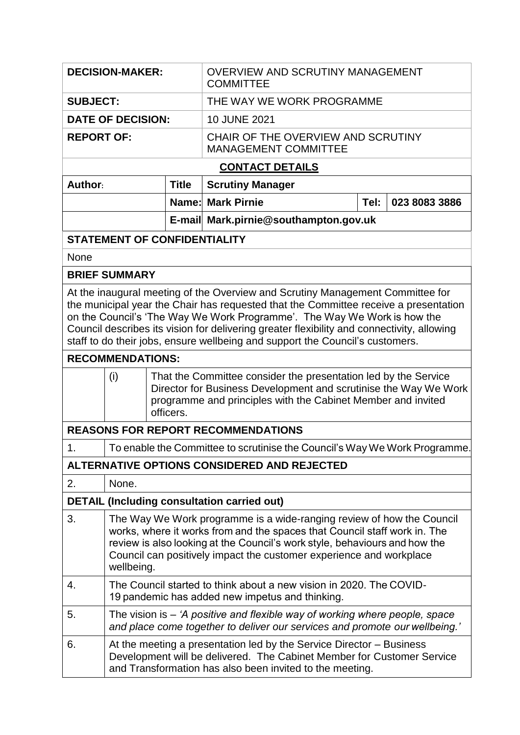| | |
|---|---|
| **DECISION-MAKER:** | OVERVIEW AND SCRUTINY MANAGEMENT COMMITTEE |
| **SUBJECT:** | THE WAY WE WORK PROGRAMME |
| **DATE OF DECISION:** | 10 JUNE 2021 |
| **REPORT OF:** | CHAIR OF THE OVERVIEW AND SCRUTINY MANAGEMENT COMMITTEE |

**CONTACT DETAILS**

| | | | | |
|---|---|---|---|---|
| **Author:** | **Title** | **Scrutiny Manager** | | |
| | **Name:** | **Mark Pirnie** | **Tel:** | **023 8083 3886** |
| | **E-mail** | **Mark.pirnie@southampton.gov.uk** | | |

**STATEMENT OF CONFIDENTIALITY**

None

**BRIEF SUMMARY**

At the inaugural meeting of the Overview and Scrutiny Management Committee for the municipal year the Chair has requested that the Committee receive a presentation on the Council's 'The Way We Work Programme'. The Way We Work is how the Council describes its vision for delivering greater flexibility and connectivity, allowing staff to do their jobs, ensure wellbeing and support the Council's customers.

**RECOMMENDATIONS:**

| | |
|---|---|
| (i) | That the Committee consider the presentation led by the Service Director for Business Development and scrutinise the Way We Work programme and principles with the Cabinet Member and invited officers. |

**REASONS FOR REPORT RECOMMENDATIONS**

| | |
|---|---|
| 1. | To enable the Committee to scrutinise the Council's Way We Work Programme. |

**ALTERNATIVE OPTIONS CONSIDERED AND REJECTED**

| | |
|---|---|
| 2. | None. |

**DETAIL (Including consultation carried out)**

| | |
|---|---|
| 3. | The Way We Work programme is a wide-ranging review of how the Council works, where it works from and the spaces that Council staff work in. The review is also looking at the Council's work style, behaviours and how the Council can positively impact the customer experience and workplace wellbeing. |
| 4. | The Council started to think about a new vision in 2020. The COVID-19 pandemic has added new impetus and thinking. |
| 5. | The vision is – *'A positive and flexible way of working where people, space and place come together to deliver our services and promote our wellbeing.'* |
| 6. | At the meeting a presentation led by the Service Director – Business Development will be delivered. The Cabinet Member for Customer Service and Transformation has also been invited to the meeting. |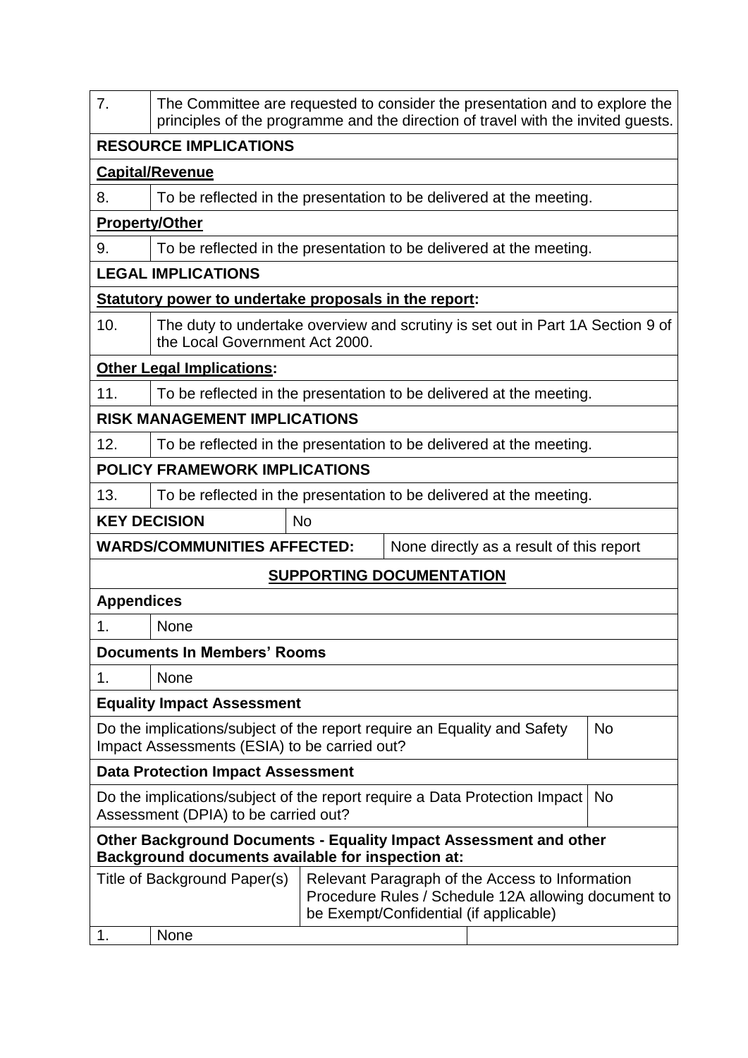| | |
|---|---|
| 7. | The Committee are requested to consider the presentation and to explore the principles of the programme and the direction of travel with the invited guests. |

**RESOURCE IMPLICATIONS**

**Capital/Revenue**

| | |
|---|---|
| 8. | To be reflected in the presentation to be delivered at the meeting. |

**Property/Other**

| | |
|---|---|
| 9. | To be reflected in the presentation to be delivered at the meeting. |

**LEGAL IMPLICATIONS**

**Statutory power to undertake proposals in the report:**

| | |
|---|---|
| 10. | The duty to undertake overview and scrutiny is set out in Part 1A Section 9 of the Local Government Act 2000. |

**Other Legal Implications:**

| | |
|---|---|
| 11. | To be reflected in the presentation to be delivered at the meeting. |

**RISK MANAGEMENT IMPLICATIONS**

| | |
|---|---|
| 12. | To be reflected in the presentation to be delivered at the meeting. |

**POLICY FRAMEWORK IMPLICATIONS**

| | |
|---|---|
| 13. | To be reflected in the presentation to be delivered at the meeting. |

| | |
|---|---|
| **KEY DECISION** | No |
| **WARDS/COMMUNITIES AFFECTED:** | None directly as a result of this report |

**SUPPORTING DOCUMENTATION**

**Appendices**

| | |
|---|---|
| 1. | None |

**Documents In Members' Rooms**

| | |
|---|---|
| 1. | None |

**Equality Impact Assessment**

| | |
|---|---|
| Do the implications/subject of the report require an Equality and Safety Impact Assessments (ESIA) to be carried out? | No |

**Data Protection Impact Assessment**

| | |
|---|---|
| Do the implications/subject of the report require a Data Protection Impact Assessment (DPIA) to be carried out? | No |

**Other Background Documents - Equality Impact Assessment and other Background documents available for inspection at:**

| Title of Background Paper(s) | | Relevant Paragraph of the Access to Information Procedure Rules / Schedule 12A allowing document to be Exempt/Confidential (if applicable) |
|---|---|---|
| 1. | None | |